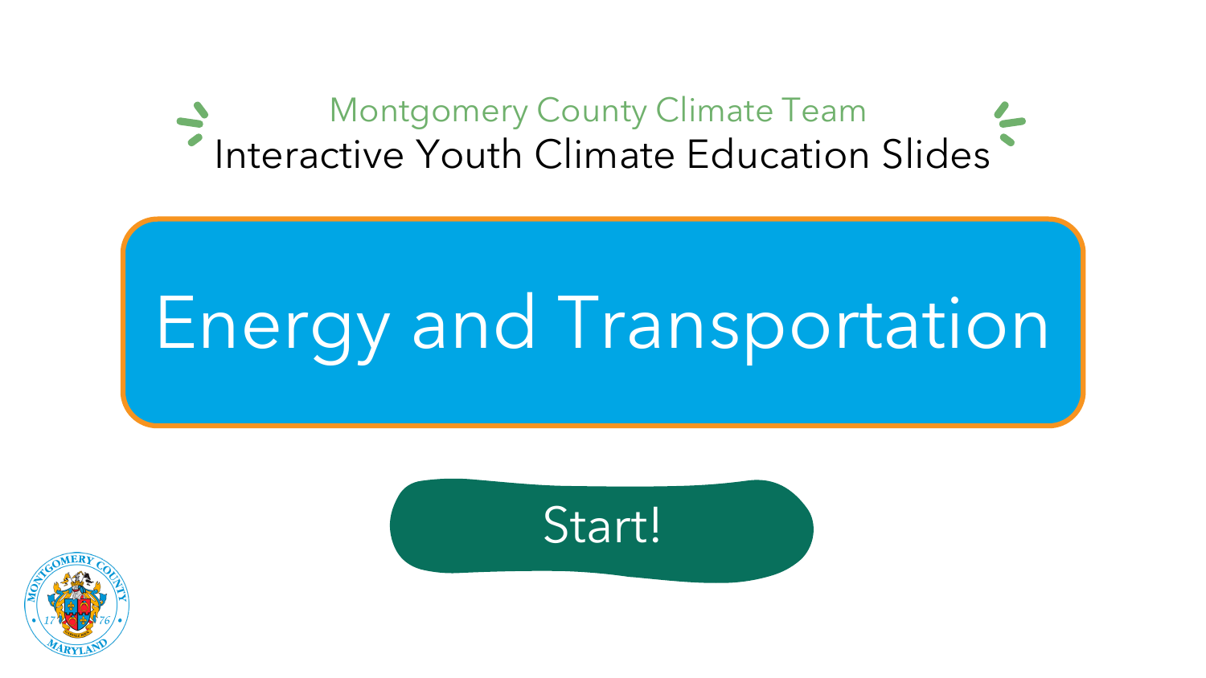Montgomery County Climate Team

Interactive Youth Climate Education Slides

# Energy and Transportation

Start!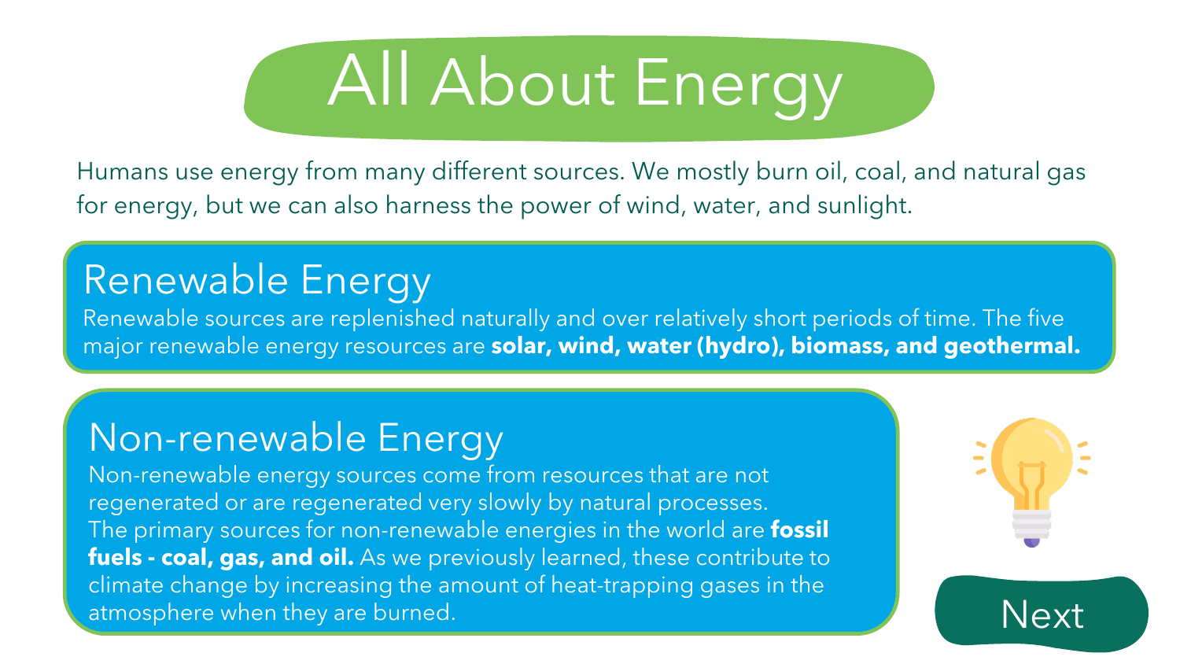# All About Energy

Humans use energy from many different sources. We mostly burn oil, coal, and natural gas for energy, but we can also harness the power of wind, water, and sunlight.

## Renewable Energy

Renewable sources are replenished naturally and over relatively short periods of time. The five major renewable energy resources are **solar, wind, water (hydro), biomass, and geothermal.**

## Non-renewable Energy

Non-renewable energy sources come from resources that are not regenerated or are regenerated very slowly by natural processes. The primary sources for non-renewable energies in the world are **fossil fuels - coal, gas, and oil.** As we previously learned, these contribute to climate change by increasing the amount of heat-trapping gases in the atmosphere when they are burned.

Next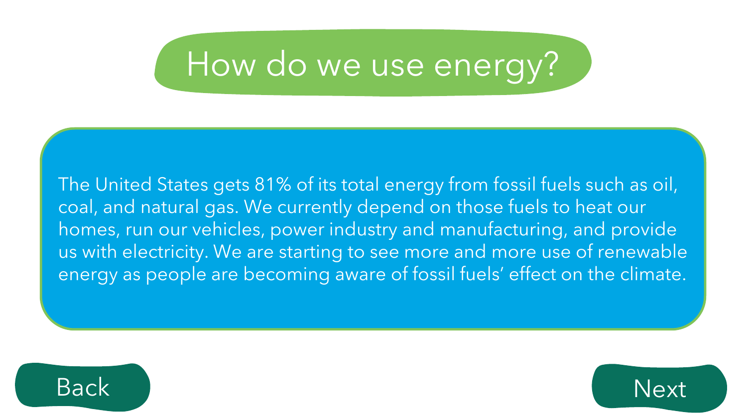# How do we use energy?

The United States gets 81% of its total energy from fossil fuels such as oil, coal, and natural gas. We currently depend on those fuels to heat our homes, run our vehicles, power industry and manufacturing, and provide us with electricity. We are starting to see more and more use of renewable energy as people are becoming aware of fossil fuels' effect on the climate.

Back

Next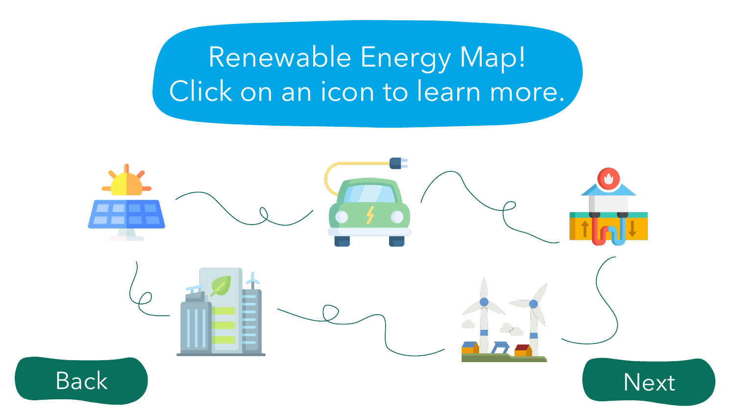# Renewable Energy Map!
Click on an icon to learn more.

Back

Next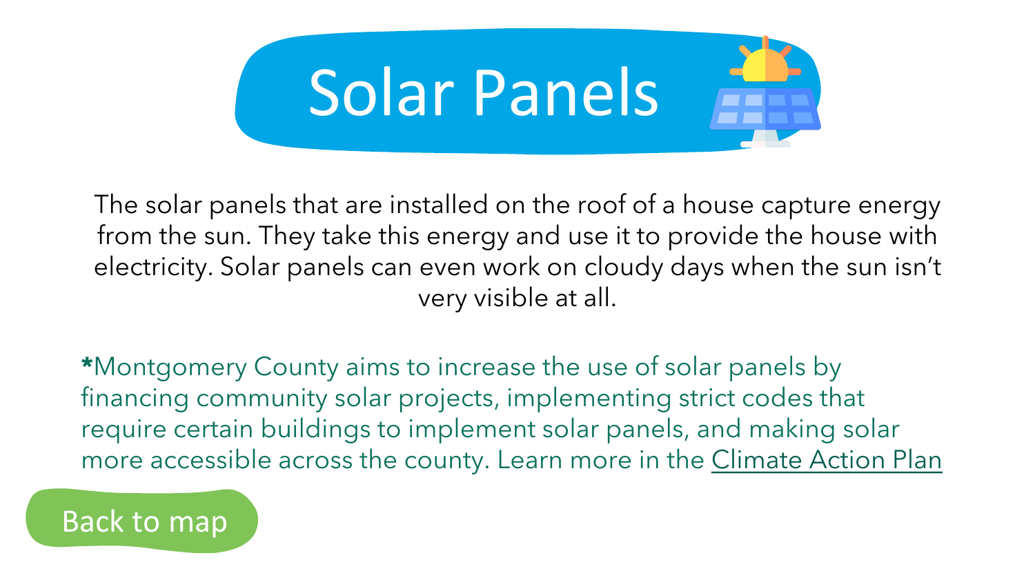# Solar Panels

The solar panels that are installed on the roof of a house capture energy from the sun. They take this energy and use it to provide the house with electricity. Solar panels can even work on cloudy days when the sun isn't very visible at all.

*Montgomery County aims to increase the use of solar panels by financing community solar projects, implementing strict codes that require certain buildings to implement solar panels, and making solar more accessible across the county. Learn more in the Climate Action Plan

Back to map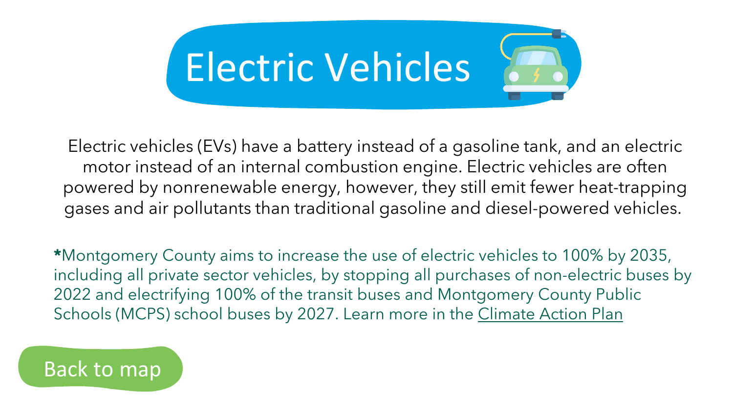# Electric Vehicles

Electric vehicles (EVs) have a battery instead of a gasoline tank, and an electric motor instead of an internal combustion engine. Electric vehicles are often powered by nonrenewable energy, however, they still emit fewer heat-trapping gases and air pollutants than traditional gasoline and diesel-powered vehicles.

**\***Montgomery County aims to increase the use of electric vehicles to 100% by 2035, including all private sector vehicles, by stopping all purchases of non-electric buses by 2022 and electrifying 100% of the transit buses and Montgomery County Public Schools (MCPS) school buses by 2027. Learn more in the Climate Action Plan

Back to map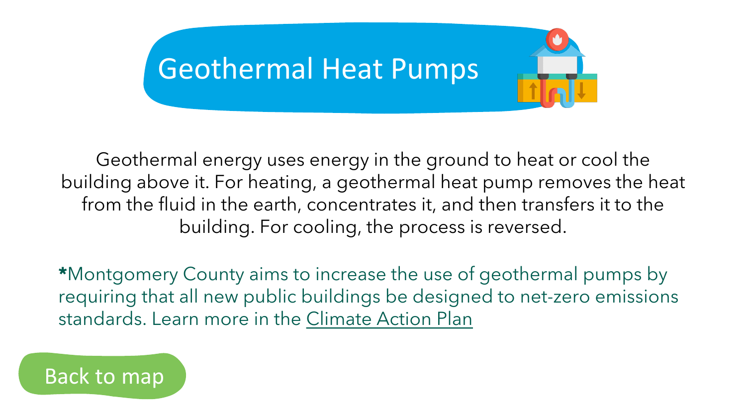# Geothermal Heat Pumps

Geothermal energy uses energy in the ground to heat or cool the building above it. For heating, a geothermal heat pump removes the heat from the fluid in the earth, concentrates it, and then transfers it to the building. For cooling, the process is reversed.

**\***Montgomery County aims to increase the use of geothermal pumps by requiring that all new public buildings be designed to net-zero emissions standards. Learn more in the Climate Action Plan

Back to map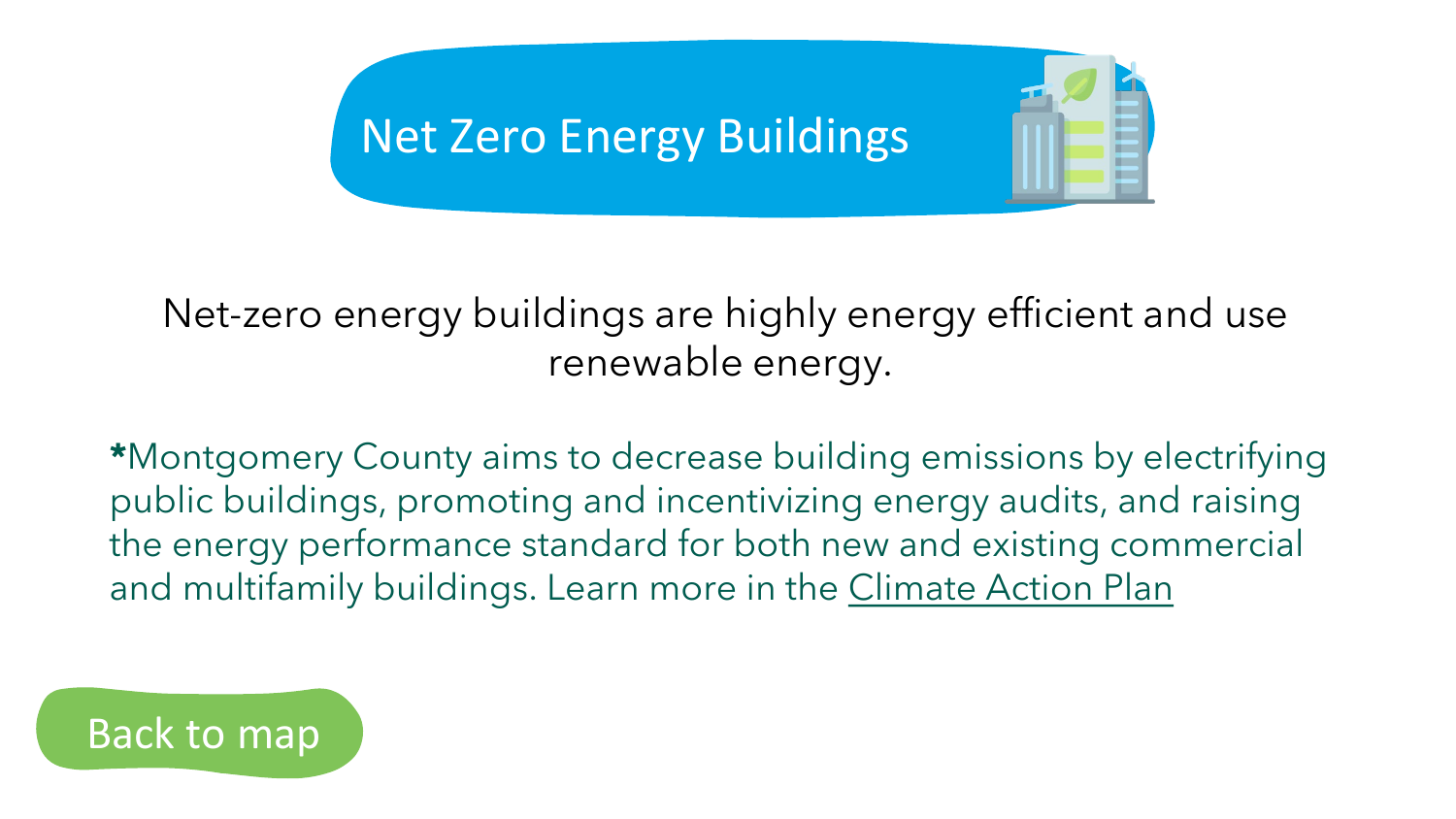# Net Zero Energy Buildings

Net-zero energy buildings are highly energy efficient and use renewable energy.

**\***Montgomery County aims to decrease building emissions by electrifying public buildings, promoting and incentivizing energy audits, and raising the energy performance standard for both new and existing commercial and multifamily buildings. Learn more in the Climate Action Plan

Back to map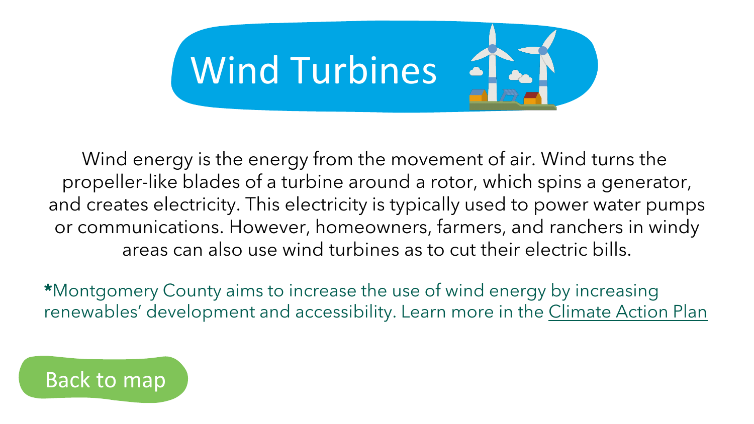# Wind Turbines

Wind energy is the energy from the movement of air. Wind turns the propeller-like blades of a turbine around a rotor, which spins a generator, and creates electricity. This electricity is typically used to power water pumps or communications. However, homeowners, farmers, and ranchers in windy areas can also use wind turbines as to cut their electric bills.

**\***Montgomery County aims to increase the use of wind energy by increasing renewables' development and accessibility. Learn more in the Climate Action Plan

Back to map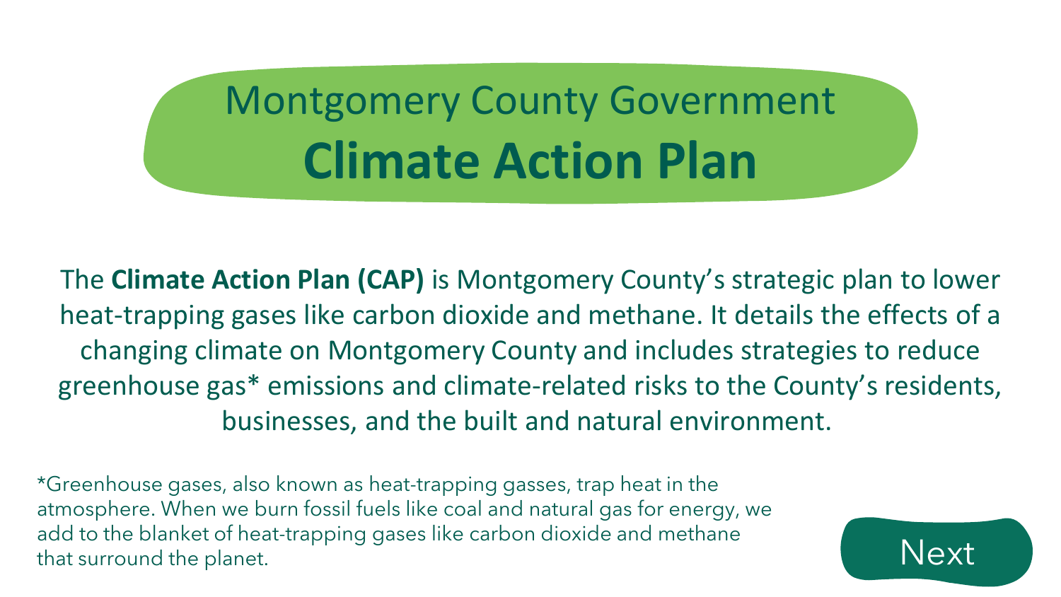# Montgomery County Government
# **Climate Action Plan**

The **Climate Action Plan (CAP)** is Montgomery County's strategic plan to lower heat-trapping gases like carbon dioxide and methane. It details the effects of a changing climate on Montgomery County and includes strategies to reduce greenhouse gas* emissions and climate-related risks to the County's residents, businesses, and the built and natural environment.

*Greenhouse gases, also known as heat-trapping gasses, trap heat in the atmosphere. When we burn fossil fuels like coal and natural gas for energy, we add to the blanket of heat-trapping gases like carbon dioxide and methane that surround the planet.

Next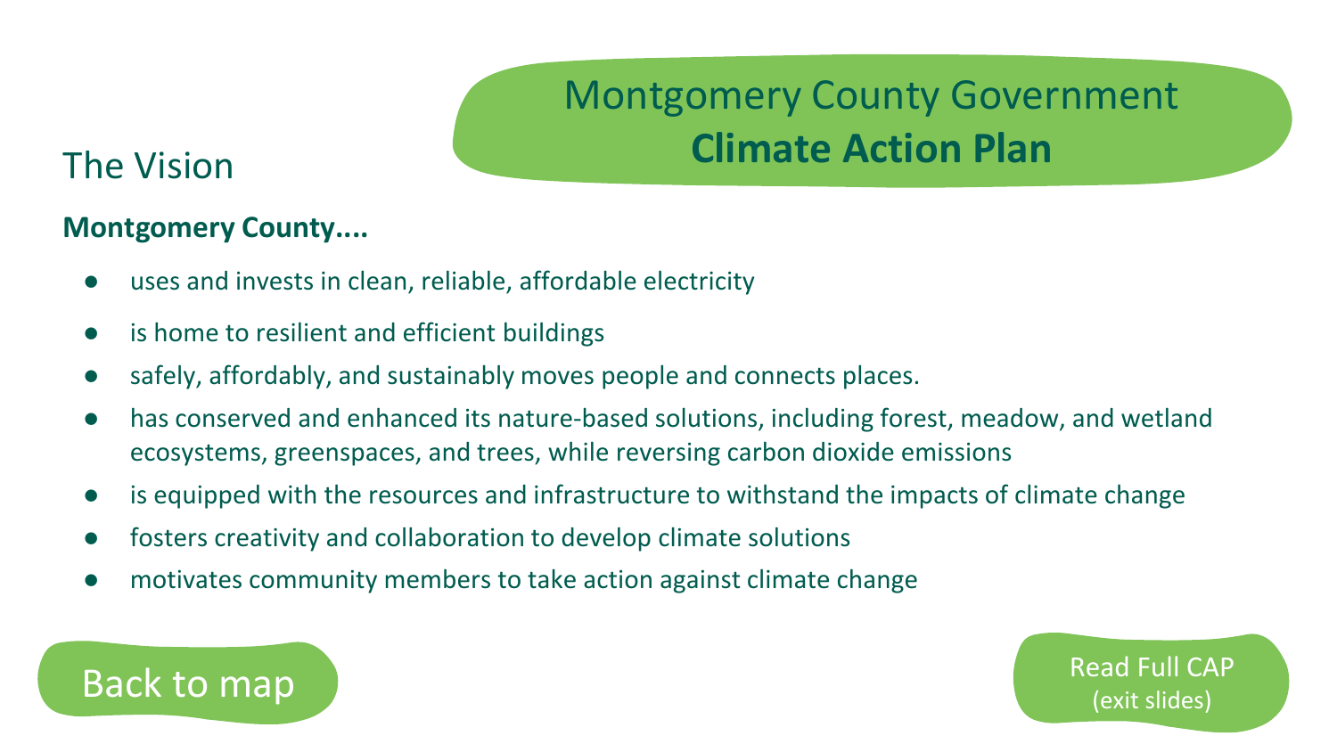# Montgomery County Government **Climate Action Plan**

## The Vision

**Montgomery County....**

- uses and invests in clean, reliable, affordable electricity
- is home to resilient and efficient buildings
- safely, affordably, and sustainably moves people and connects places.
- has conserved and enhanced its nature-based solutions, including forest, meadow, and wetland ecosystems, greenspaces, and trees, while reversing carbon dioxide emissions
- is equipped with the resources and infrastructure to withstand the impacts of climate change
- fosters creativity and collaboration to develop climate solutions
- motivates community members to take action against climate change

Back to map

Read Full CAP (exit slides)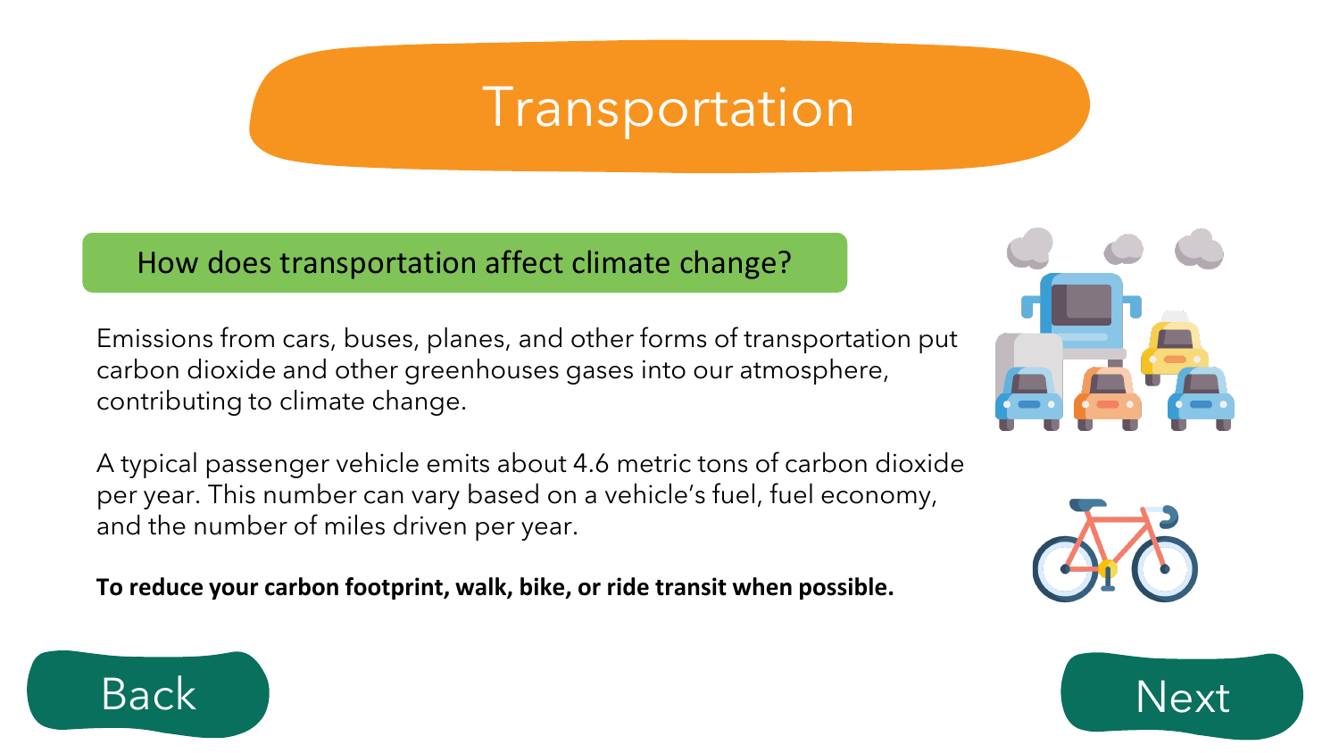# Transportation

## How does transportation affect climate change?

Emissions from cars, buses, planes, and other forms of transportation put carbon dioxide and other greenhouses gases into our atmosphere, contributing to climate change.

A typical passenger vehicle emits about 4.6 metric tons of carbon dioxide per year. This number can vary based on a vehicle's fuel, fuel economy, and the number of miles driven per year.

**To reduce your carbon footprint, walk, bike, or ride transit when possible.**

Back

Next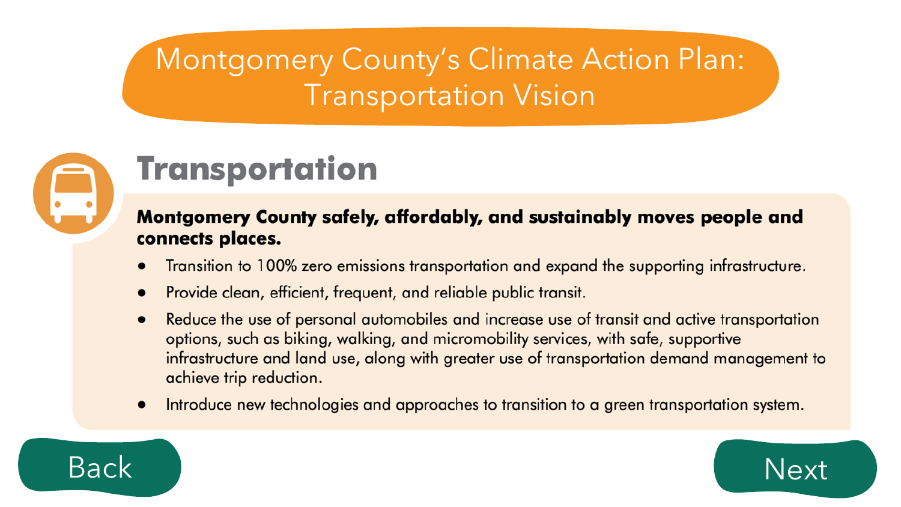# Montgomery County's Climate Action Plan: Transportation Vision

## Transportation

**Montgomery County safely, affordably, and sustainably moves people and connects places.**

- Transition to 100% zero emissions transportation and expand the supporting infrastructure.
- Provide clean, efficient, frequent, and reliable public transit.
- Reduce the use of personal automobiles and increase use of transit and active transportation options, such as biking, walking, and micromobility services, with safe, supportive infrastructure and land use, along with greater use of transportation demand management to achieve trip reduction.
- Introduce new technologies and approaches to transition to a green transportation system.

Back

Next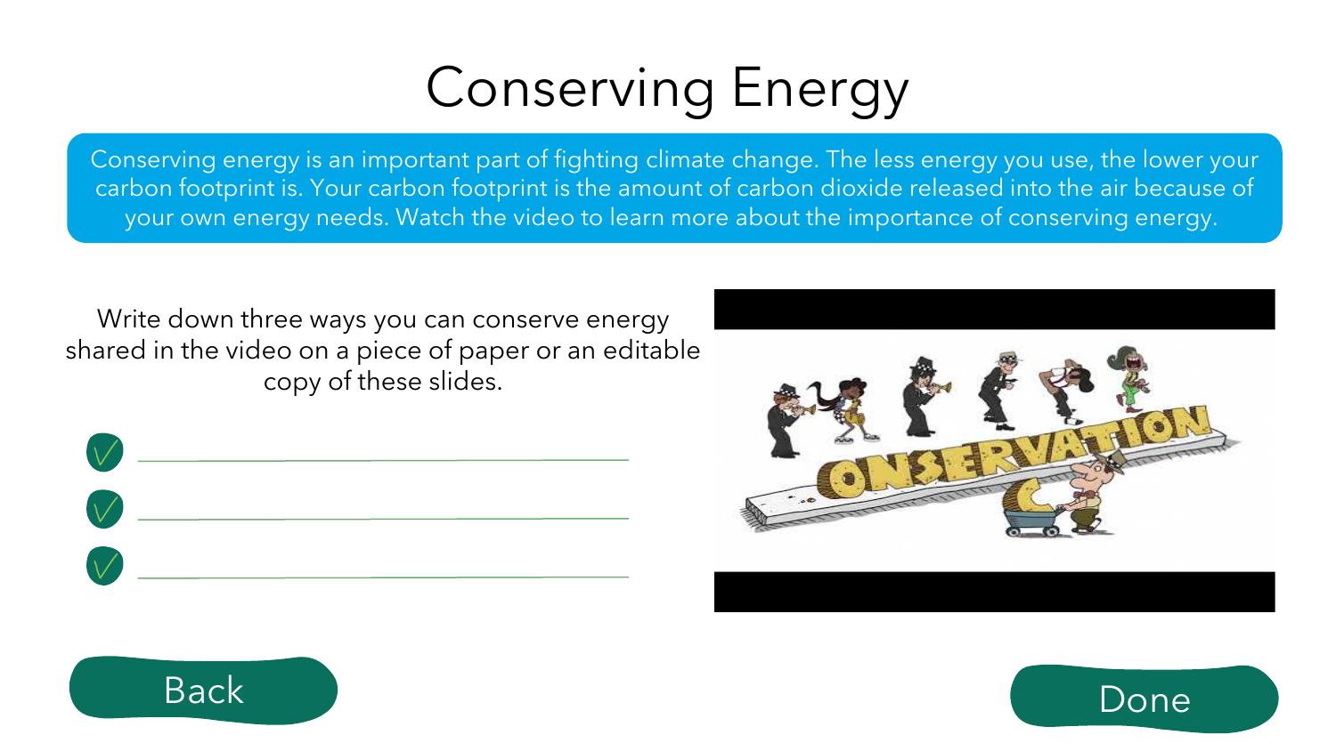# Conserving Energy

Conserving energy is an important part of fighting climate change. The less energy you use, the lower your carbon footprint is. Your carbon footprint is the amount of carbon dioxide released into the air because of your own energy needs. Watch the video to learn more about the importance of conserving energy.

Write down three ways you can conserve energy shared in the video on a piece of paper or an editable copy of these slides.

- ✓ ____________________
- ✓ ____________________
- ✓ ____________________

Back

Done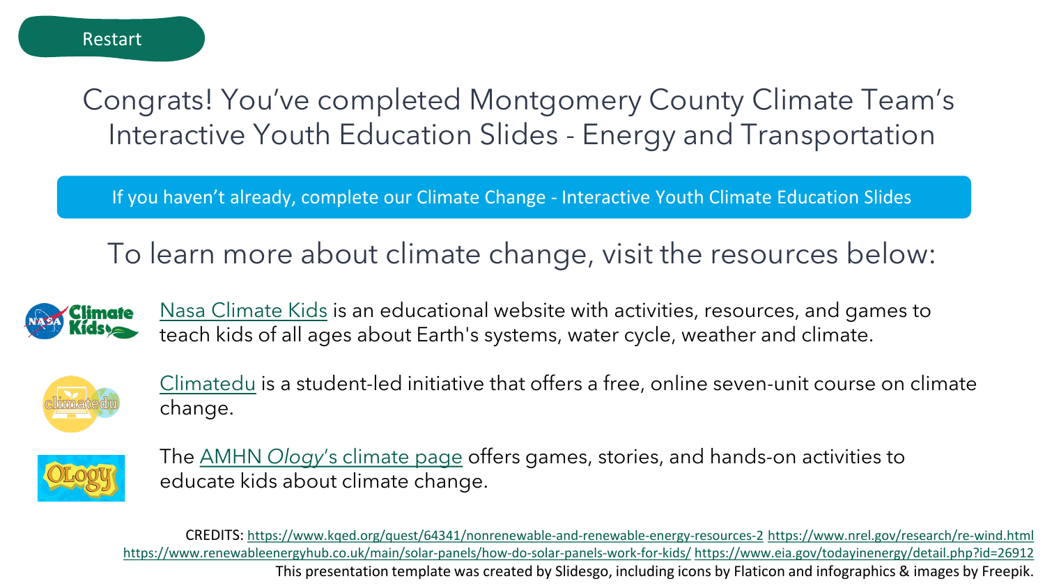Restart

# Congrats! You've completed Montgomery County Climate Team's Interactive Youth Education Slides - Energy and Transportation

If you haven't already, complete our Climate Change - Interactive Youth Climate Education Slides

## To learn more about climate change, visit the resources below:

Nasa Climate Kids is an educational website with activities, resources, and games to teach kids of all ages about Earth's systems, water cycle, weather and climate.

Climatedu is a student-led initiative that offers a free, online seven-unit course on climate change.

The AMHN *Ology*'s climate page offers games, stories, and hands-on activities to educate kids about climate change.

CREDITS: https://www.kqed.org/quest/64341/nonrenewable-and-renewable-energy-resources-2 https://www.nrel.gov/research/re-wind.html https://www.renewableenergyhub.co.uk/main/solar-panels/how-do-solar-panels-work-for-kids/ https://www.eia.gov/todayinenergy/detail.php?id=26912

This presentation template was created by Slidesgo, including icons by Flaticon and infographics & images by Freepik.